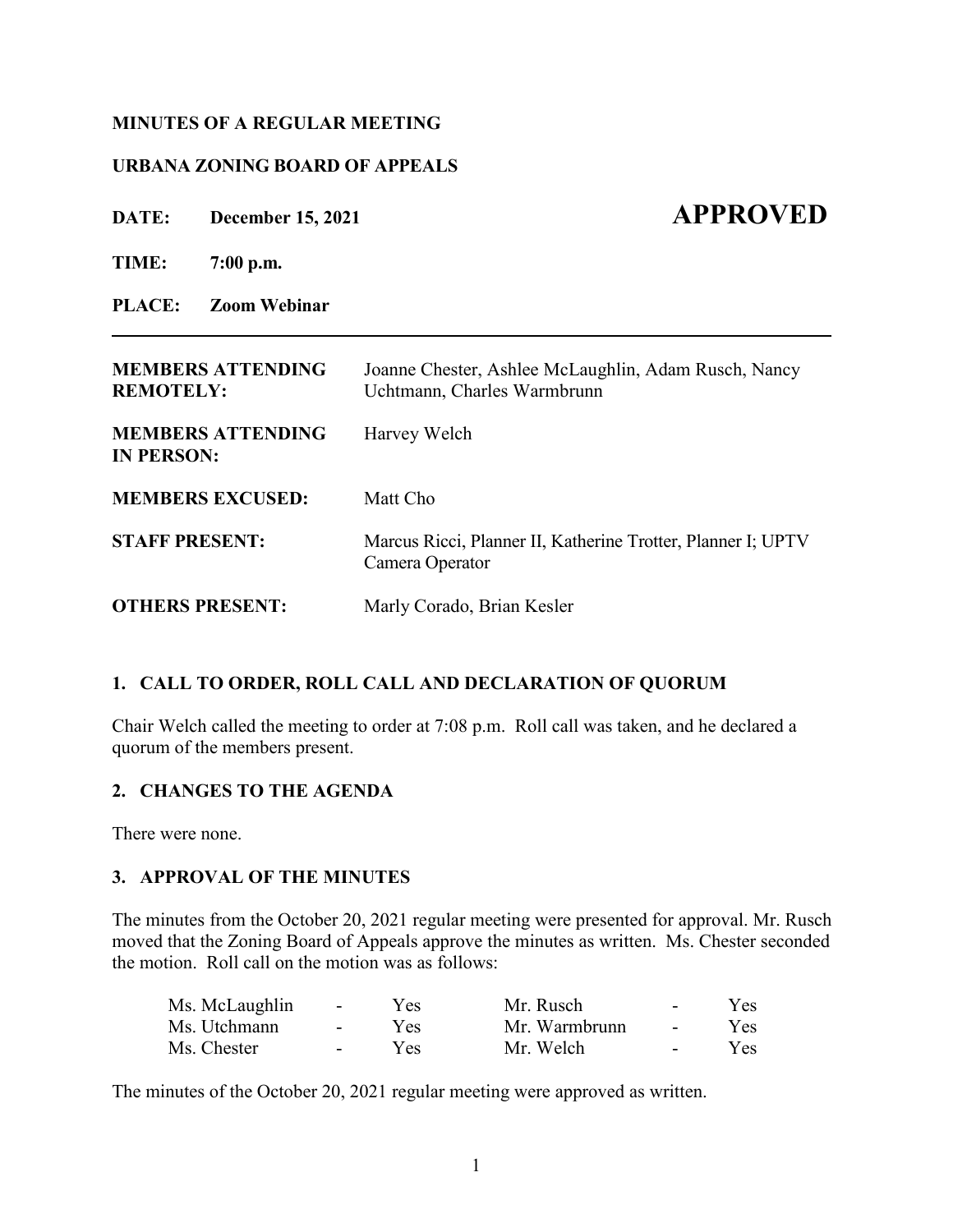**MINUTES OF A REGULAR MEETING**

**URBANA ZONING BOARD OF APPEALS**

**DATE: December 15, 2021** **APPROVED**

**TIME: 7:00 p.m.**

**PLACE: Zoom Webinar**

---

| | |
|---|---|
| **MEMBERS ATTENDING REMOTELY:** | Joanne Chester, Ashlee McLaughlin, Adam Rusch, Nancy Uchtmann, Charles Warmbrunn |
| **MEMBERS ATTENDING IN PERSON:** | Harvey Welch |
| **MEMBERS EXCUSED:** | Matt Cho |
| **STAFF PRESENT:** | Marcus Ricci, Planner II, Katherine Trotter, Planner I; UPTV Camera Operator |
| **OTHERS PRESENT:** | Marly Corado, Brian Kesler |

## 1. CALL TO ORDER, ROLL CALL AND DECLARATION OF QUORUM

Chair Welch called the meeting to order at 7:08 p.m. Roll call was taken, and he declared a quorum of the members present.

## 2. CHANGES TO THE AGENDA

There were none.

## 3. APPROVAL OF THE MINUTES

The minutes from the October 20, 2021 regular meeting were presented for approval. Mr. Rusch moved that the Zoning Board of Appeals approve the minutes as written. Ms. Chester seconded the motion. Roll call on the motion was as follows:

| | | | | | |
|---|---|---|---|---|---|
| Ms. McLaughlin | - | Yes | Mr. Rusch | - | Yes |
| Ms. Utchmann | - | Yes | Mr. Warmbrunn | - | Yes |
| Ms. Chester | - | Yes | Mr. Welch | - | Yes |

The minutes of the October 20, 2021 regular meeting were approved as written.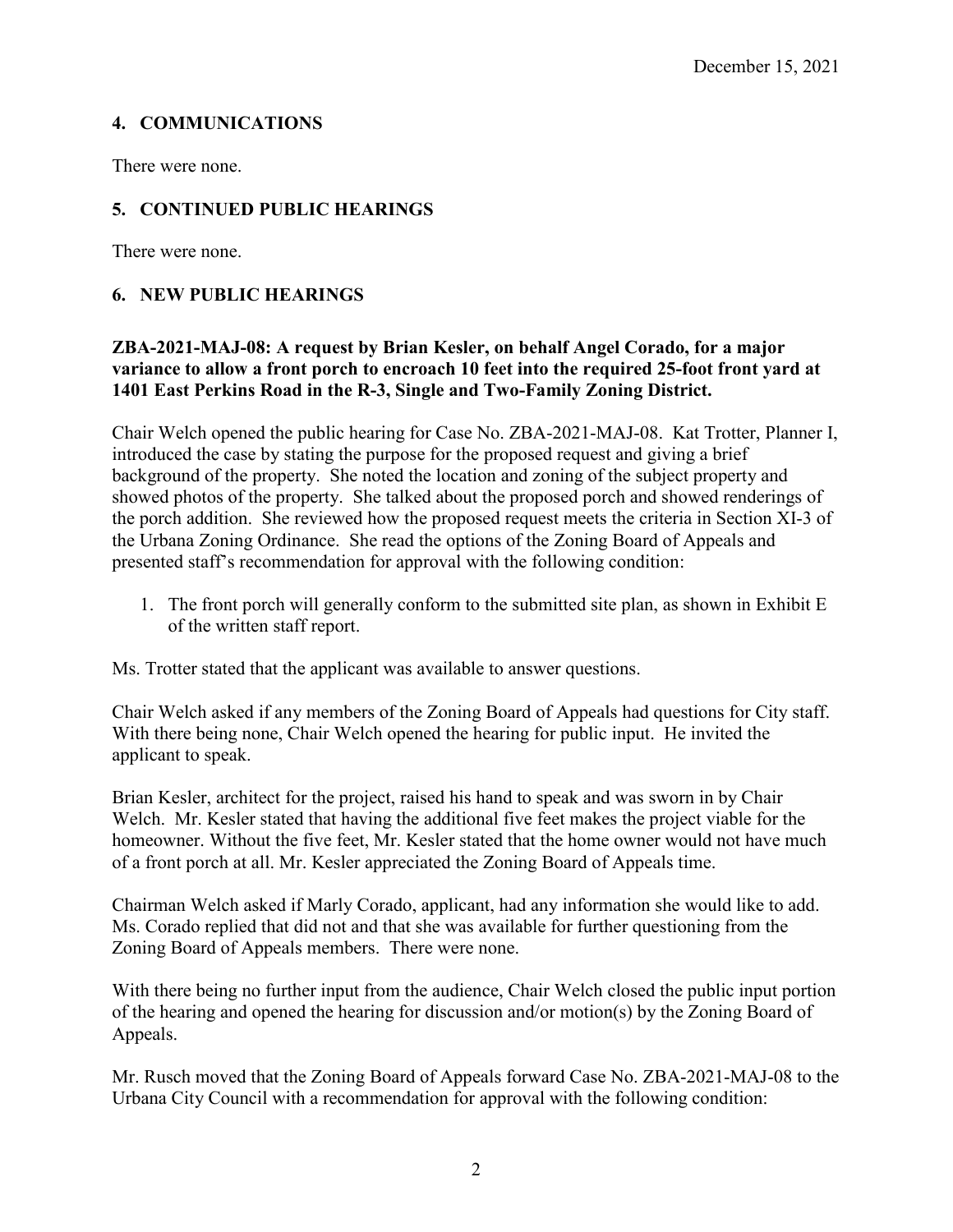## 4. COMMUNICATIONS

There were none.

## 5. CONTINUED PUBLIC HEARINGS

There were none.

## 6. NEW PUBLIC HEARINGS

**ZBA-2021-MAJ-08: A request by Brian Kesler, on behalf Angel Corado, for a major variance to allow a front porch to encroach 10 feet into the required 25-foot front yard at 1401 East Perkins Road in the R-3, Single and Two-Family Zoning District.**

Chair Welch opened the public hearing for Case No. ZBA-2021-MAJ-08. Kat Trotter, Planner I, introduced the case by stating the purpose for the proposed request and giving a brief background of the property. She noted the location and zoning of the subject property and showed photos of the property. She talked about the proposed porch and showed renderings of the porch addition. She reviewed how the proposed request meets the criteria in Section XI-3 of the Urbana Zoning Ordinance. She read the options of the Zoning Board of Appeals and presented staff's recommendation for approval with the following condition:

1. The front porch will generally conform to the submitted site plan, as shown in Exhibit E of the written staff report.

Ms. Trotter stated that the applicant was available to answer questions.

Chair Welch asked if any members of the Zoning Board of Appeals had questions for City staff. With there being none, Chair Welch opened the hearing for public input. He invited the applicant to speak.

Brian Kesler, architect for the project, raised his hand to speak and was sworn in by Chair Welch. Mr. Kesler stated that having the additional five feet makes the project viable for the homeowner. Without the five feet, Mr. Kesler stated that the home owner would not have much of a front porch at all. Mr. Kesler appreciated the Zoning Board of Appeals time.

Chairman Welch asked if Marly Corado, applicant, had any information she would like to add. Ms. Corado replied that did not and that she was available for further questioning from the Zoning Board of Appeals members. There were none.

With there being no further input from the audience, Chair Welch closed the public input portion of the hearing and opened the hearing for discussion and/or motion(s) by the Zoning Board of Appeals.

Mr. Rusch moved that the Zoning Board of Appeals forward Case No. ZBA-2021-MAJ-08 to the Urbana City Council with a recommendation for approval with the following condition: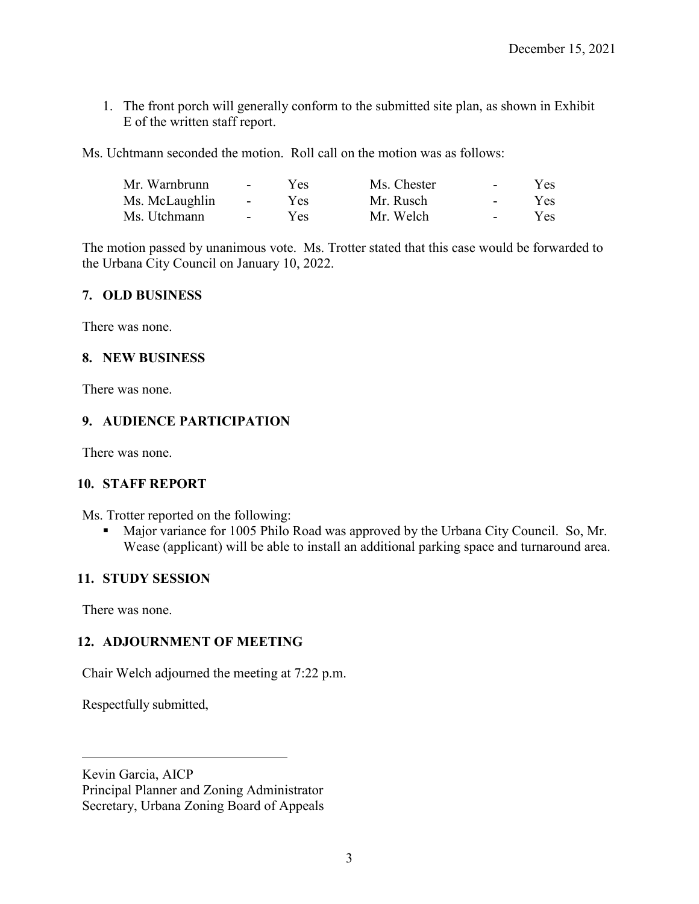1. The front porch will generally conform to the submitted site plan, as shown in Exhibit E of the written staff report.

Ms. Uchtmann seconded the motion. Roll call on the motion was as follows:

| | | | | | |
|---|---|---|---|---|---|
| Mr. Warnbrunn | - | Yes | Ms. Chester | - | Yes |
| Ms. McLaughlin | - | Yes | Mr. Rusch | - | Yes |
| Ms. Utchmann | - | Yes | Mr. Welch | - | Yes |

The motion passed by unanimous vote. Ms. Trotter stated that this case would be forwarded to the Urbana City Council on January 10, 2022.

### 7. OLD BUSINESS

There was none.

### 8. NEW BUSINESS

There was none.

### 9. AUDIENCE PARTICIPATION

There was none.

### 10. STAFF REPORT

Ms. Trotter reported on the following:

- Major variance for 1005 Philo Road was approved by the Urbana City Council. So, Mr. Wease (applicant) will be able to install an additional parking space and turnaround area.

### 11. STUDY SESSION

There was none.

### 12. ADJOURNMENT OF MEETING

Chair Welch adjourned the meeting at 7:22 p.m.

Respectfully submitted,

______________________________

Kevin Garcia, AICP
Principal Planner and Zoning Administrator
Secretary, Urbana Zoning Board of Appeals